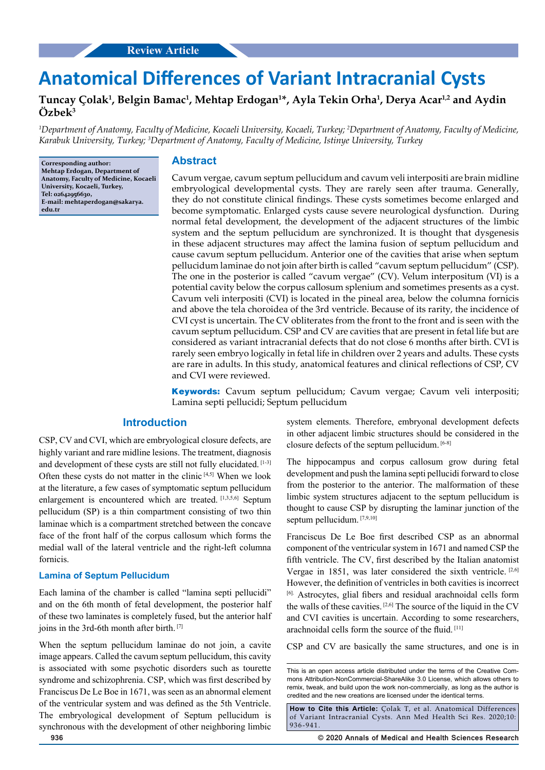Review Article

# Anatomical Differences of Variant Intracranial Cysts

**Tuncay Çolak[1], Belgin Bamac[1], Mehtap Erdogan[1]*, Ayla Tekin Orha[1], Derya Acar[1,2] and Aydin Özbek[3]**

*[1]Department of Anatomy, Faculty of Medicine, Kocaeli University, Kocaeli, Turkey; [2]Department of Anatomy, Faculty of Medicine, Karabuk University, Turkey; [3]Department of Anatomy, Faculty of Medicine, Istinye University, Turkey*

**Corresponding author: Mehtap Erdogan, Department of Anatomy, Faculty of Medicine, Kocaeli University, Kocaeli, Turkey, Tel: 02642956630, E-mail: mehtaperdogan@sakarya.edu.tr**

## Abstract

Cavum vergae, cavum septum pellucidum and cavum veli interpositi are brain midline embryological developmental cysts. They are rarely seen after trauma. Generally, they do not constitute clinical findings. These cysts sometimes become enlarged and become symptomatic. Enlarged cysts cause severe neurological dysfunction. During normal fetal development, the development of the adjacent structures of the limbic system and the septum pellucidum are synchronized. It is thought that dysgenesis in these adjacent structures may affect the lamina fusion of septum pellucidum and cause cavum septum pellucidum. Anterior one of the cavities that arise when septum pellucidum laminae do not join after birth is called "cavum septum pellucidum" (CSP). The one in the posterior is called "cavum vergae" (CV). Velum interpositum (VI) is a potential cavity below the corpus callosum splenium and sometimes presents as a cyst. Cavum veli interpositi (CVI) is located in the pineal area, below the columna fornicis and above the tela choroidea of the 3rd ventricle. Because of its rarity, the incidence of CVI cyst is uncertain. The CV obliterates from the front to the front and is seen with the cavum septum pellucidum. CSP and CV are cavities that are present in fetal life but are considered as variant intracranial defects that do not close 6 months after birth. CVI is rarely seen embryo logically in fetal life in children over 2 years and adults. These cysts are rare in adults. In this study, anatomical features and clinical reflections of CSP, CV and CVI were reviewed.

**Keywords:** Cavum septum pellucidum; Cavum vergae; Cavum veli interpositi; Lamina septi pellucidi; Septum pellucidum

## Introduction

CSP, CV and CVI, which are embryological closure defects, are highly variant and rare midline lesions. The treatment, diagnosis and development of these cysts are still not fully elucidated. [1-3] Often these cysts do not matter in the clinic [4,5] When we look at the literature, a few cases of symptomatic septum pellucidum enlargement is encountered which are treated. [1,3,5,6] Septum pellucidum (SP) is a thin compartment consisting of two thin laminae which is a compartment stretched between the concave face of the front half of the corpus callosum which forms the medial wall of the lateral ventricle and the right-left columna fornicis.

### Lamina of Septum Pellucidum

Each lamina of the chamber is called "lamina septi pellucidi" and on the 6th month of fetal development, the posterior half of these two laminates is completely fused, but the anterior half joins in the 3rd-6th month after birth. [7]

When the septum pellucidum laminae do not join, a cavite image appears. Called the cavum septum pellucidum, this cavity is associated with some psychotic disorders such as tourette syndrome and schizophrenia. CSP, which was first described by Franciscus De Le Boe in 1671, was seen as an abnormal element of the ventricular system and was defined as the 5th Ventricle. The embryological development of Septum pellucidum is synchronous with the development of other neighboring limbic system elements. Therefore, embryonal development defects in other adjacent limbic structures should be considered in the closure defects of the septum pellucidum. [6-8]

The hippocampus and corpus callosum grow during fetal development and push the lamina septi pellucidi forward to close from the posterior to the anterior. The malformation of these limbic system structures adjacent to the septum pellucidum is thought to cause CSP by disrupting the laminar junction of the septum pellucidum. [7,9,10]

Franciscus De Le Boe first described CSP as an abnormal component of the ventricular system in 1671 and named CSP the fifth ventricle. The CV, first described by the Italian anatomist Vergae in 1851, was later considered the sixth ventricle. [2,6] However, the definition of ventricles in both cavities is incorrect [6]. Astrocytes, glial fibers and residual arachnoidal cells form the walls of these cavities. [2,6] The source of the liquid in the CV and CVI cavities is uncertain. According to some researchers, arachnoidal cells form the source of the fluid. [11]

CSP and CV are basically the same structures, and one is in

This is an open access article distributed under the terms of the Creative Commons Attribution-NonCommercial-ShareAlike 3.0 License, which allows others to remix, tweak, and build upon the work non-commercially, as long as the author is credited and the new creations are licensed under the identical terms.

**How to Cite this Article:** Çolak T, et al. Anatomical Differences of Variant Intracranial Cysts. Ann Med Health Sci Res. 2020;10: 936-941.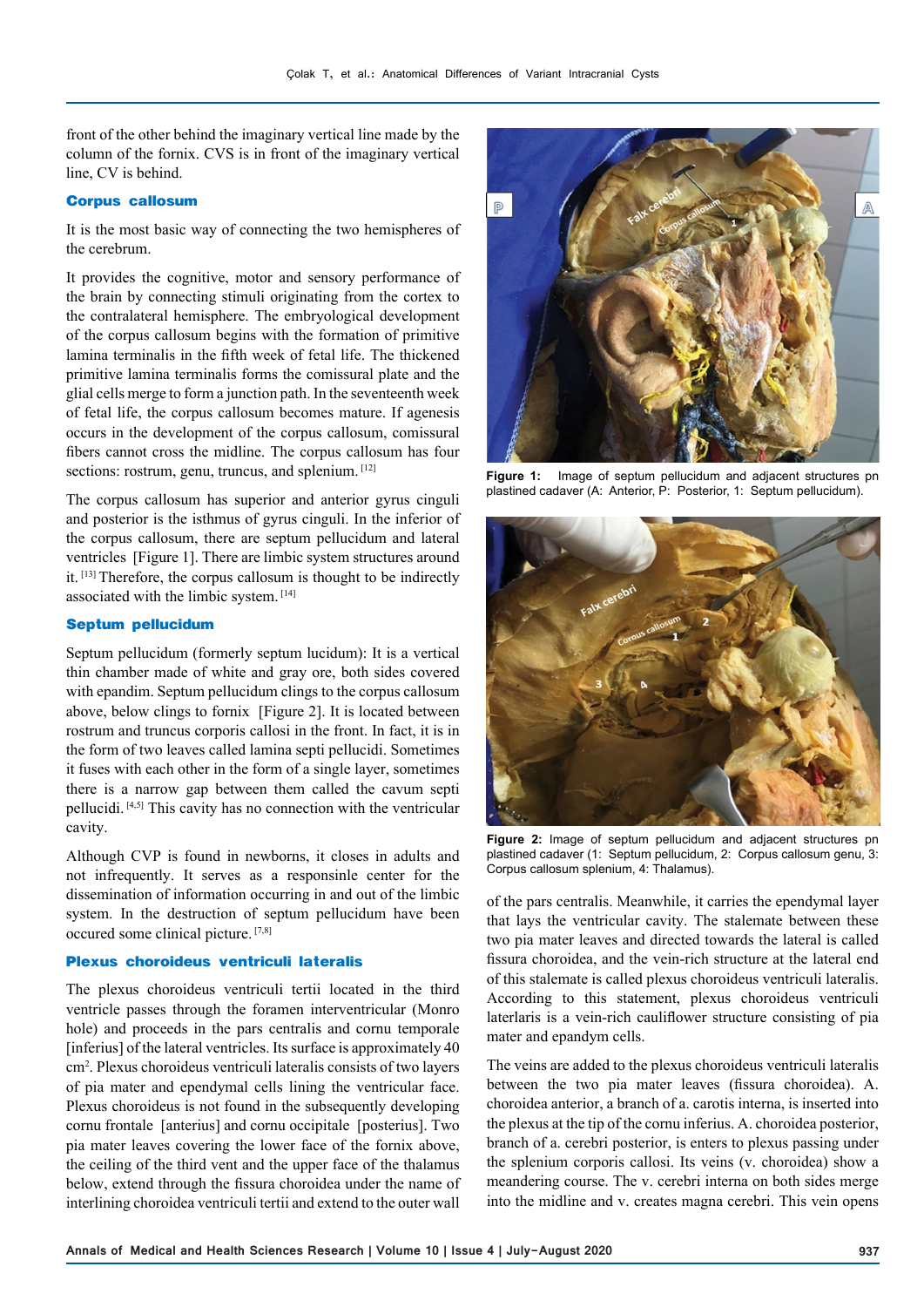front of the other behind the imaginary vertical line made by the column of the fornix. CVS is in front of the imaginary vertical line, CV is behind.

### Corpus callosum

It is the most basic way of connecting the two hemispheres of the cerebrum.

It provides the cognitive, motor and sensory performance of the brain by connecting stimuli originating from the cortex to the contralateral hemisphere. The embryological development of the corpus callosum begins with the formation of primitive lamina terminalis in the fifth week of fetal life. The thickened primitive lamina terminalis forms the comissural plate and the glial cells merge to form a junction path. In the seventeenth week of fetal life, the corpus callosum becomes mature. If agenesis occurs in the development of the corpus callosum, comissural fibers cannot cross the midline. The corpus callosum has four sections: rostrum, genu, truncus, and splenium.[12]

The corpus callosum has superior and anterior gyrus cinguli and posterior is the isthmus of gyrus cinguli. In the inferior of the corpus callosum, there are septum pellucidum and lateral ventricles [Figure 1]. There are limbic system structures around it.[13] Therefore, the corpus callosum is thought to be indirectly associated with the limbic system.[14]

### Septum pellucidum

Septum pellucidum (formerly septum lucidum): It is a vertical thin chamber made of white and gray ore, both sides covered with epandim. Septum pellucidum clings to the corpus callosum above, below clings to fornix [Figure 2]. It is located between rostrum and truncus corporis callosi in the front. In fact, it is in the form of two leaves called lamina septi pellucidi. Sometimes it fuses with each other in the form of a single layer, sometimes there is a narrow gap between them called the cavum septi pellucidi.[4,5] This cavity has no connection with the ventricular cavity.

Although CVP is found in newborns, it closes in adults and not infrequently. It serves as a responsinle center for the dissemination of information occurring in and out of the limbic system. In the destruction of septum pellucidum have been occured some clinical picture.[7,8]

### Plexus choroideus ventriculi lateralis

The plexus choroideus ventriculi tertii located in the third ventricle passes through the foramen interventricular (Monro hole) and proceeds in the pars centralis and cornu temporale [inferius] of the lateral ventricles. Its surface is approximately 40 cm$^2$. Plexus choroideus ventriculi lateralis consists of two layers of pia mater and ependymal cells lining the ventricular face. Plexus choroideus is not found in the subsequently developing cornu frontale [anterius] and cornu occipitale [posterius]. Two pia mater leaves covering the lower face of the fornix above, the ceiling of the third vent and the upper face of the thalamus below, extend through the fissura choroidea under the name of interlining choroidea ventriculi tertii and extend to the outer wall of the pars centralis. Meanwhile, it carries the ependymal layer that lays the ventricular cavity. The stalemate between these two pia mater leaves and directed towards the lateral is called fissura choroidea, and the vein-rich structure at the lateral end of this stalemate is called plexus choroideus ventriculi lateralis. According to this statement, plexus choroideus ventriculi laterlaris is a vein-rich cauliflower structure consisting of pia mater and epandym cells.

The veins are added to the plexus choroideus ventriculi lateralis between the two pia mater leaves (fissura choroidea). A. choroidea anterior, a branch of a. carotis interna, is inserted into the plexus at the tip of the cornu inferius. A. choroidea posterior, branch of a. cerebri posterior, is enters to plexus passing under the splenium corporis callosi. Its veins (v. choroidea) show a meandering course. The v. cerebri interna on both sides merge into the midline and v. creates magna cerebri. This vein opens

**Figure 1:** Image of septum pellucidum and adjacent structures pn plastined cadaver (A: Anterior, P: Posterior, 1: Septum pellucidum).

**Figure 2:** Image of septum pellucidum and adjacent structures pn plastined cadaver (1: Septum pellucidum, 2: Corpus callosum genu, 3: Corpus callosum splenium, 4: Thalamus).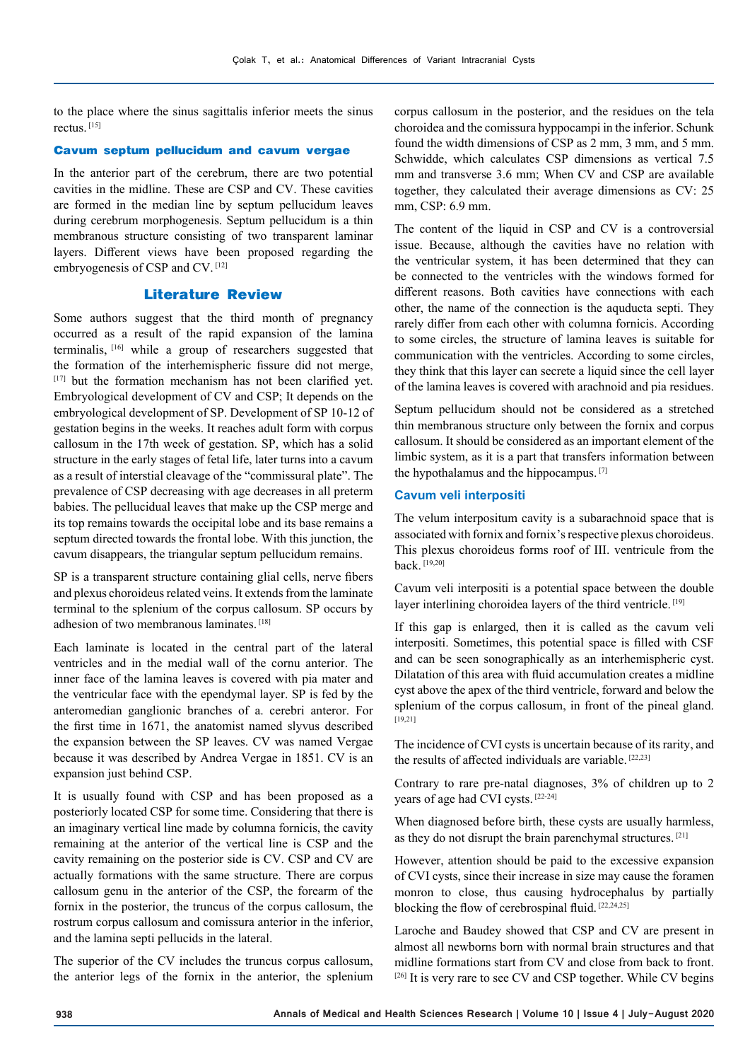to the place where the sinus sagittalis inferior meets the sinus rectus.[15]

### Cavum septum pellucidum and cavum vergae

In the anterior part of the cerebrum, there are two potential cavities in the midline. These are CSP and CV. These cavities are formed in the median line by septum pellucidum leaves during cerebrum morphogenesis. Septum pellucidum is a thin membranous structure consisting of two transparent laminar layers. Different views have been proposed regarding the embryogenesis of CSP and CV.[12]

## Literature Review

Some authors suggest that the third month of pregnancy occurred as a result of the rapid expansion of the lamina terminalis,[16] while a group of researchers suggested that the formation of the interhemispheric fissure did not merge,[17] but the formation mechanism has not been clarified yet. Embryological development of CV and CSP; It depends on the embryological development of SP. Development of SP 10-12 of gestation begins in the weeks. It reaches adult form with corpus callosum in the 17th week of gestation. SP, which has a solid structure in the early stages of fetal life, later turns into a cavum as a result of interstial cleavage of the "commissural plate". The prevalence of CSP decreasing with age decreases in all preterm babies. The pellucidual leaves that make up the CSP merge and its top remains towards the occipital lobe and its base remains a septum directed towards the frontal lobe. With this junction, the cavum disappears, the triangular septum pellucidum remains.

SP is a transparent structure containing glial cells, nerve fibers and plexus choroideus related veins. It extends from the laminate terminal to the splenium of the corpus callosum. SP occurs by adhesion of two membranous laminates.[18]

Each laminate is located in the central part of the lateral ventricles and in the medial wall of the cornu anterior. The inner face of the lamina leaves is covered with pia mater and the ventricular face with the ependymal layer. SP is fed by the anteromedian ganglionic branches of a. cerebri anterior. For the first time in 1671, the anatomist named slyvus described the expansion between the SP leaves. CV was named Vergae because it was described by Andrea Vergae in 1851. CV is an expansion just behind CSP.

It is usually found with CSP and has been proposed as a posteriorly located CSP for some time. Considering that there is an imaginary vertical line made by columna fornicis, the cavity remaining at the anterior of the vertical line is CSP and the cavity remaining on the posterior side is CV. CSP and CV are actually formations with the same structure. There are corpus callosum genu in the anterior of the CSP, the forearm of the fornix in the posterior, the truncus of the corpus callosum, the rostrum corpus callosum and comissura anterior in the inferior, and the lamina septi pellucids in the lateral.

The superior of the CV includes the truncus corpus callosum, the anterior legs of the fornix in the anterior, the splenium corpus callosum in the posterior, and the residues on the tela choroidea and the comissura hyppocampi in the inferior. Schunk found the width dimensions of CSP as 2 mm, 3 mm, and 5 mm. Schwidde, which calculates CSP dimensions as vertical 7.5 mm and transverse 3.6 mm; When CV and CSP are available together, they calculated their average dimensions as CV: 25 mm, CSP: 6.9 mm.

The content of the liquid in CSP and CV is a controversial issue. Because, although the cavities have no relation with the ventricular system, it has been determined that they can be connected to the ventricles with the windows formed for different reasons. Both cavities have connections with each other, the name of the connection is the aquducta septi. They rarely differ from each other with columna fornicis. According to some circles, the structure of lamina leaves is suitable for communication with the ventricles. According to some circles, they think that this layer can secrete a liquid since the cell layer of the lamina leaves is covered with arachnoid and pia residues.

Septum pellucidum should not be considered as a stretched thin membranous structure only between the fornix and corpus callosum. It should be considered as an important element of the limbic system, as it is a part that transfers information between the hypothalamus and the hippocampus.[7]

### Cavum veli interpositi

The velum interpositum cavity is a subarachnoid space that is associated with fornix and fornix's respective plexus choroideus. This plexus choroideus forms roof of III. ventricule from the back.[19,20]

Cavum veli interpositi is a potential space between the double layer interlining choroidea layers of the third ventricle.[19]

If this gap is enlarged, then it is called as the cavum veli interpositi. Sometimes, this potential space is filled with CSF and can be seen sonographically as an interhemispheric cyst. Dilatation of this area with fluid accumulation creates a midline cyst above the apex of the third ventricle, forward and below the splenium of the corpus callosum, in front of the pineal gland.[19,21]

The incidence of CVI cysts is uncertain because of its rarity, and the results of affected individuals are variable.[22,23]

Contrary to rare pre-natal diagnoses, 3% of children up to 2 years of age had CVI cysts.[22-24]

When diagnosed before birth, these cysts are usually harmless, as they do not disrupt the brain parenchymal structures.[21]

However, attention should be paid to the excessive expansion of CVI cysts, since their increase in size may cause the foramen monron to close, thus causing hydrocephalus by partially blocking the flow of cerebrospinal fluid.[22,24,25]

Laroche and Baudey showed that CSP and CV are present in almost all newborns born with normal brain structures and that midline formations start from CV and close from back to front.[26] It is very rare to see CV and CSP together. While CV begins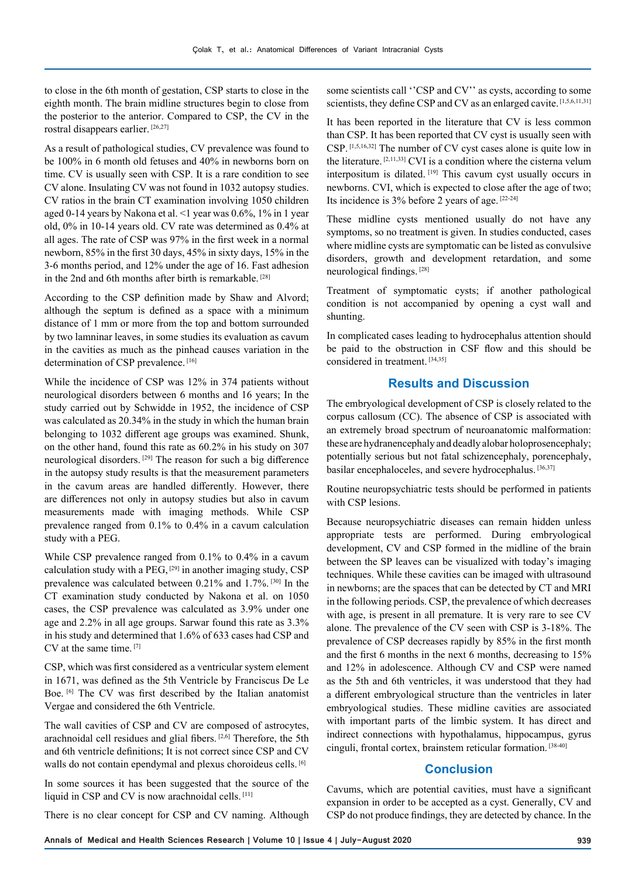to close in the 6th month of gestation, CSP starts to close in the eighth month. The brain midline structures begin to close from the posterior to the anterior. Compared to CSP, the CV in the rostral disappears earlier. [26,27]

As a result of pathological studies, CV prevalence was found to be 100% in 6 month old fetuses and 40% in newborns born on time. CV is usually seen with CSP. It is a rare condition to see CV alone. Insulating CV was not found in 1032 autopsy studies. CV ratios in the brain CT examination involving 1050 children aged 0-14 years by Nakona et al. <1 year was 0.6%, 1% in 1 year old, 0% in 10-14 years old. CV rate was determined as 0.4% at all ages. The rate of CSP was 97% in the first week in a normal newborn, 85% in the first 30 days, 45% in sixty days, 15% in the 3-6 months period, and 12% under the age of 16. Fast adhesion in the 2nd and 6th months after birth is remarkable. [28]

According to the CSP definition made by Shaw and Alvord; although the septum is defined as a space with a minimum distance of 1 mm or more from the top and bottom surrounded by two lamninar leaves, in some studies its evaluation as cavum in the cavities as much as the pinhead causes variation in the determination of CSP prevalence. [16]

While the incidence of CSP was 12% in 374 patients without neurological disorders between 6 months and 16 years; In the study carried out by Schwidde in 1952, the incidence of CSP was calculated as 20.34% in the study in which the human brain belonging to 1032 different age groups was examined. Shunk, on the other hand, found this rate as 60.2% in his study on 307 neurological disorders. [29] The reason for such a big difference in the autopsy study results is that the measurement parameters in the cavum areas are handled differently. However, there are differences not only in autopsy studies but also in cavum measurements made with imaging methods. While CSP prevalence ranged from 0.1% to 0.4% in a cavum calculation study with a PEG.

While CSP prevalence ranged from 0.1% to 0.4% in a cavum calculation study with a PEG, [29] in another imaging study, CSP prevalence was calculated between 0.21% and 1.7%. [30] In the CT examination study conducted by Nakona et al. on 1050 cases, the CSP prevalence was calculated as 3.9% under one age and 2.2% in all age groups. Sarwar found this rate as 3.3% in his study and determined that 1.6% of 633 cases had CSP and CV at the same time. [7]

CSP, which was first considered as a ventricular system element in 1671, was defined as the 5th Ventricle by Franciscus De Le Boe. [6] The CV was first described by the Italian anatomist Vergae and considered the 6th Ventricle.

The wall cavities of CSP and CV are composed of astrocytes, arachnoidal cell residues and glial fibers. [2,6] Therefore, the 5th and 6th ventricle definitions; It is not correct since CSP and CV walls do not contain ependymal and plexus choroideus cells. [6]

In some sources it has been suggested that the source of the liquid in CSP and CV is now arachnoidal cells. [11]

There is no clear concept for CSP and CV naming. Although some scientists call ''CSP and CV'' as cysts, according to some scientists, they define CSP and CV as an enlarged cavite. [1,5,6,11,31]

It has been reported in the literature that CV is less common than CSP. It has been reported that CV cyst is usually seen with CSP. [1,5,16,32] The number of CV cyst cases alone is quite low in the literature. [2,11,33] CVI is a condition where the cisterna velum interpositum is dilated. [19] This cavum cyst usually occurs in newborns. CVI, which is expected to close after the age of two; Its incidence is 3% before 2 years of age. [22-24]

These midline cysts mentioned usually do not have any symptoms, so no treatment is given. In studies conducted, cases where midline cysts are symptomatic can be listed as convulsive disorders, growth and development retardation, and some neurological findings. [28]

Treatment of symptomatic cysts; if another pathological condition is not accompanied by opening a cyst wall and shunting.

In complicated cases leading to hydrocephalus attention should be paid to the obstruction in CSF flow and this should be considered in treatment. [34,35]

## Results and Discussion

The embryological development of CSP is closely related to the corpus callosum (CC). The absence of CSP is associated with an extremely broad spectrum of neuroanatomic malformation: these are hydranencephaly and deadly alobar holoprosencephaly; potentially serious but not fatal schizencephaly, porencephaly, basilar encephaloceles, and severe hydrocephalus. [36,37]

Routine neuropsychiatric tests should be performed in patients with CSP lesions.

Because neuropsychiatric diseases can remain hidden unless appropriate tests are performed. During embryological development, CV and CSP formed in the midline of the brain between the SP leaves can be visualized with today's imaging techniques. While these cavities can be imaged with ultrasound in newborns; are the spaces that can be detected by CT and MRI in the following periods. CSP, the prevalence of which decreases with age, is present in all premature. It is very rare to see CV alone. The prevalence of the CV seen with CSP is 3-18%. The prevalence of CSP decreases rapidly by 85% in the first month and the first 6 months in the next 6 months, decreasing to 15% and 12% in adolescence. Although CV and CSP were named as the 5th and 6th ventricles, it was understood that they had a different embryological structure than the ventricles in later embryological studies. These midline cavities are associated with important parts of the limbic system. It has direct and indirect connections with hypothalamus, hippocampus, gyrus cinguli, frontal cortex, brainstem reticular formation. [38-40]

## Conclusion

Cavums, which are potential cavities, must have a significant expansion in order to be accepted as a cyst. Generally, CV and CSP do not produce findings, they are detected by chance. In the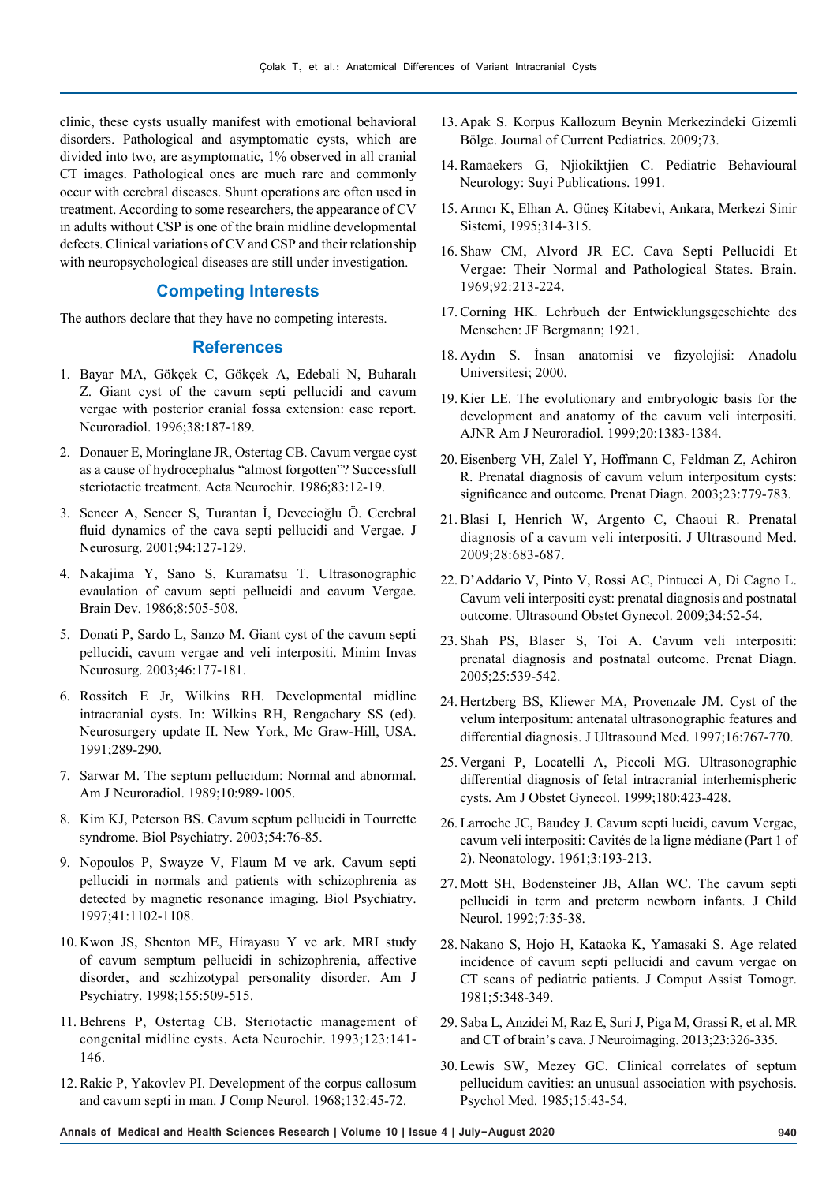clinic, these cysts usually manifest with emotional behavioral disorders. Pathological and asymptomatic cysts, which are divided into two, are asymptomatic, 1% observed in all cranial CT images. Pathological ones are much rare and commonly occur with cerebral diseases. Shunt operations are often used in treatment. According to some researchers, the appearance of CV in adults without CSP is one of the brain midline developmental defects. Clinical variations of CV and CSP and their relationship with neuropsychological diseases are still under investigation.

## Competing Interests

The authors declare that they have no competing interests.

## References

1. Bayar MA, Gökçek C, Gökçek A, Edebali N, Buharalı Z. Giant cyst of the cavum septi pellucidi and cavum vergae with posterior cranial fossa extension: case report. Neuroradiol. 1996;38:187-189.
2. Donauer E, Moringlane JR, Ostertag CB. Cavum vergae cyst as a cause of hydrocephalus "almost forgotten"? Successfull steriotactic treatment. Acta Neurochir. 1986;83:12-19.
3. Sencer A, Sencer S, Turantan İ, Devecioğlu Ö. Cerebral fluid dynamics of the cava septi pellucidi and Vergae. J Neurosurg. 2001;94:127-129.
4. Nakajima Y, Sano S, Kuramatsu T. Ultrasonographic evaulation of cavum septi pellucidi and cavum Vergae. Brain Dev. 1986;8:505-508.
5. Donati P, Sardo L, Sanzo M. Giant cyst of the cavum septi pellucidi, cavum vergae and veli interpositi. Minim Invas Neurosurg. 2003;46:177-181.
6. Rossitch E Jr, Wilkins RH. Developmental midline intracranial cysts. In: Wilkins RH, Rengachary SS (ed). Neurosurgery update II. New York, Mc Graw-Hill, USA. 1991;289-290.
7. Sarwar M. The septum pellucidum: Normal and abnormal. Am J Neuroradiol. 1989;10:989-1005.
8. Kim KJ, Peterson BS. Cavum septum pellucidi in Tourrette syndrome. Biol Psychiatry. 2003;54:76-85.
9. Nopoulos P, Swayze V, Flaum M ve ark. Cavum septi pellucidi in normals and patients with schizophrenia as detected by magnetic resonance imaging. Biol Psychiatry. 1997;41:1102-1108.
10. Kwon JS, Shenton ME, Hirayasu Y ve ark. MRI study of cavum semptum pellucidi in schizophrenia, affective disorder, and sczhizotypal personality disorder. Am J Psychiatry. 1998;155:509-515.
11. Behrens P, Ostertag CB. Steriotactic management of congenital midline cysts. Acta Neurochir. 1993;123:141-146.
12. Rakic P, Yakovlev PI. Development of the corpus callosum and cavum septi in man. J Comp Neurol. 1968;132:45-72.
13. Apak S. Korpus Kallozum Beynin Merkezindeki Gizemli Bölge. Journal of Current Pediatrics. 2009;73.
14. Ramaekers G, Njiokiktjien C. Pediatric Behavioural Neurology: Suyi Publications. 1991.
15. Arıncı K, Elhan A. Güneş Kitabevi, Ankara, Merkezi Sinir Sistemi, 1995;314-315.
16. Shaw CM, Alvord JR EC. Cava Septi Pellucidi Et Vergae: Their Normal and Pathological States. Brain. 1969;92:213-224.
17. Corning HK. Lehrbuch der Entwicklungsgeschichte des Menschen: JF Bergmann; 1921.
18. Aydın S. İnsan anatomisi ve fizyolojisi: Anadolu Universitesi; 2000.
19. Kier LE. The evolutionary and embryologic basis for the development and anatomy of the cavum veli interpositi. AJNR Am J Neuroradiol. 1999;20:1383-1384.
20. Eisenberg VH, Zalel Y, Hoffmann C, Feldman Z, Achiron R. Prenatal diagnosis of cavum velum interpositum cysts: significance and outcome. Prenat Diagn. 2003;23:779-783.
21. Blasi I, Henrich W, Argento C, Chaoui R. Prenatal diagnosis of a cavum veli interpositi. J Ultrasound Med. 2009;28:683-687.
22. D'Addario V, Pinto V, Rossi AC, Pintucci A, Di Cagno L. Cavum veli interpositi cyst: prenatal diagnosis and postnatal outcome. Ultrasound Obstet Gynecol. 2009;34:52-54.
23. Shah PS, Blaser S, Toi A. Cavum veli interpositi: prenatal diagnosis and postnatal outcome. Prenat Diagn. 2005;25:539-542.
24. Hertzberg BS, Kliewer MA, Provenzale JM. Cyst of the velum interpositum: antenatal ultrasonographic features and differential diagnosis. J Ultrasound Med. 1997;16:767-770.
25. Vergani P, Locatelli A, Piccoli MG. Ultrasonographic differential diagnosis of fetal intracranial interhemispheric cysts. Am J Obstet Gynecol. 1999;180:423-428.
26. Larroche JC, Baudey J. Cavum septi lucidi, cavum Vergae, cavum veli interpositi: Cavités de la ligne médiane (Part 1 of 2). Neonatology. 1961;3:193-213.
27. Mott SH, Bodensteiner JB, Allan WC. The cavum septi pellucidi in term and preterm newborn infants. J Child Neurol. 1992;7:35-38.
28. Nakano S, Hojo H, Kataoka K, Yamasaki S. Age related incidence of cavum septi pellucidi and cavum vergae on CT scans of pediatric patients. J Comput Assist Tomogr. 1981;5:348-349.
29. Saba L, Anzidei M, Raz E, Suri J, Piga M, Grassi R, et al. MR and CT of brain's cava. J Neuroimaging. 2013;23:326-335.
30. Lewis SW, Mezey GC. Clinical correlates of septum pellucidum cavities: an unusual association with psychosis. Psychol Med. 1985;15:43-54.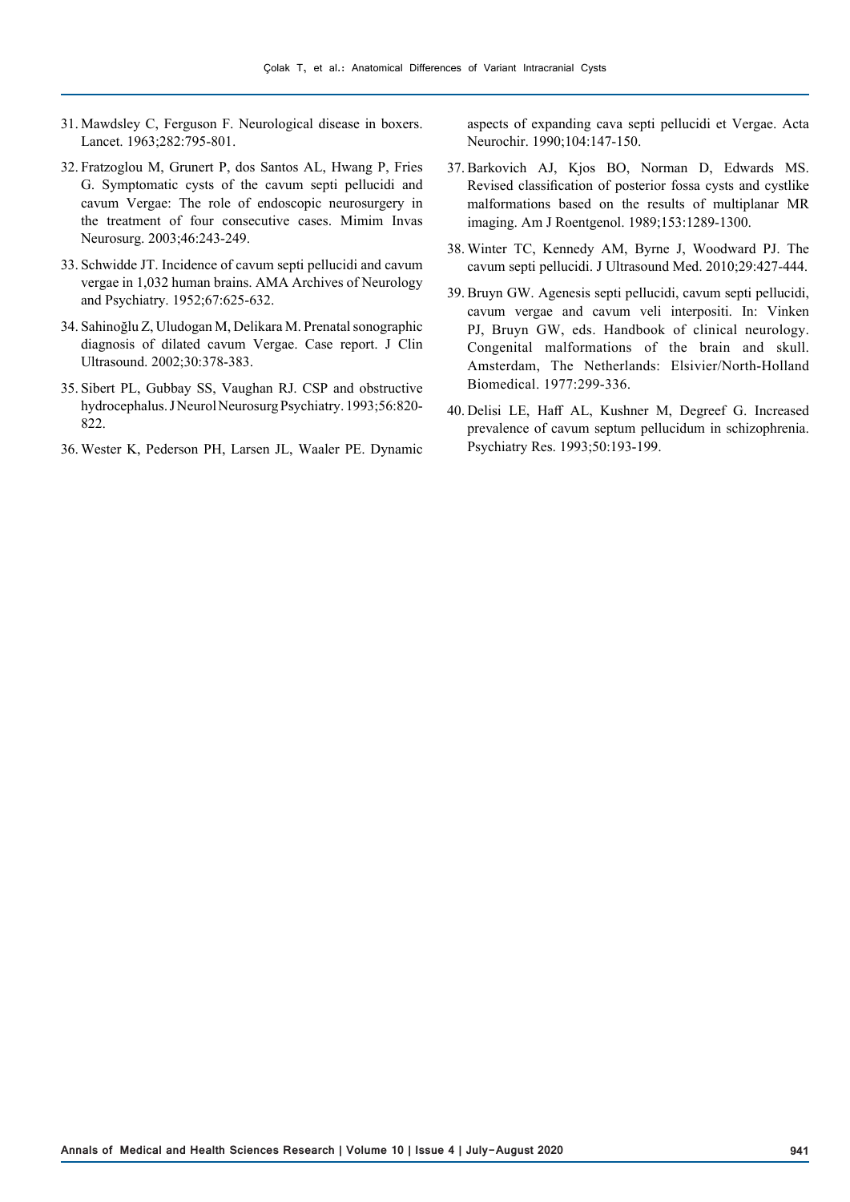31. Mawdsley C, Ferguson F. Neurological disease in boxers. Lancet. 1963;282:795-801.
32. Fratzoglou M, Grunert P, dos Santos AL, Hwang P, Fries G. Symptomatic cysts of the cavum septi pellucidi and cavum Vergae: The role of endoscopic neurosurgery in the treatment of four consecutive cases. Mimim Invas Neurosurg. 2003;46:243-249.
33. Schwidde JT. Incidence of cavum septi pellucidi and cavum vergae in 1,032 human brains. AMA Archives of Neurology and Psychiatry. 1952;67:625-632.
34. Sahinoğlu Z, Uludogan M, Delikara M. Prenatal sonographic diagnosis of dilated cavum Vergae. Case report. J Clin Ultrasound. 2002;30:378-383.
35. Sibert PL, Gubbay SS, Vaughan RJ. CSP and obstructive hydrocephalus. J Neurol Neurosurg Psychiatry. 1993;56:820-822.
36. Wester K, Pederson PH, Larsen JL, Waaler PE. Dynamic aspects of expanding cava septi pellucidi et Vergae. Acta Neurochir. 1990;104:147-150.
37. Barkovich AJ, Kjos BO, Norman D, Edwards MS. Revised classification of posterior fossa cysts and cystlike malformations based on the results of multiplanar MR imaging. Am J Roentgenol. 1989;153:1289-1300.
38. Winter TC, Kennedy AM, Byrne J, Woodward PJ. The cavum septi pellucidi. J Ultrasound Med. 2010;29:427-444.
39. Bruyn GW. Agenesis septi pellucidi, cavum septi pellucidi, cavum vergae and cavum veli interpositi. In: Vinken PJ, Bruyn GW, eds. Handbook of clinical neurology. Congenital malformations of the brain and skull. Amsterdam, The Netherlands: Elsivier/North-Holland Biomedical. 1977:299-336.
40. Delisi LE, Haff AL, Kushner M, Degreef G. Increased prevalence of cavum septum pellucidum in schizophrenia. Psychiatry Res. 1993;50:193-199.